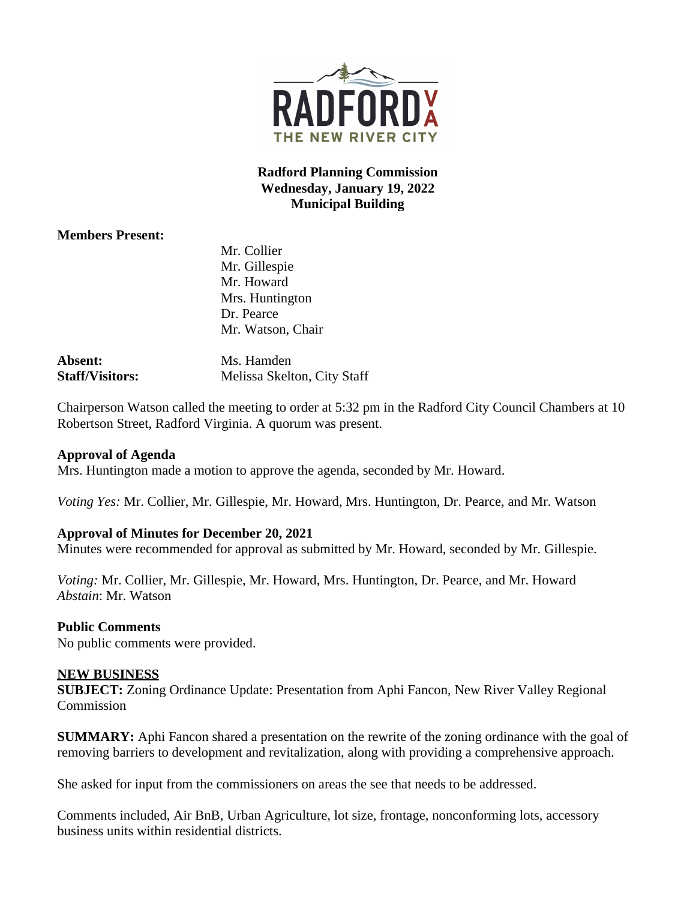RADFORD VA
THE NEW RIVER CITY

**Radford Planning Commission**
**Wednesday, January 19, 2022**
**Municipal Building**

**Members Present:**

Mr. Collier
Mr. Gillespie
Mr. Howard
Mrs. Huntington
Dr. Pearce
Mr. Watson, Chair

**Absent:** Ms. Hamden
**Staff/Visitors:** Melissa Skelton, City Staff

Chairperson Watson called the meeting to order at 5:32 pm in the Radford City Council Chambers at 10 Robertson Street, Radford Virginia. A quorum was present.

**Approval of Agenda**
Mrs. Huntington made a motion to approve the agenda, seconded by Mr. Howard.

*Voting Yes:* Mr. Collier, Mr. Gillespie, Mr. Howard, Mrs. Huntington, Dr. Pearce, and Mr. Watson

**Approval of Minutes for December 20, 2021**
Minutes were recommended for approval as submitted by Mr. Howard, seconded by Mr. Gillespie.

*Voting:* Mr. Collier, Mr. Gillespie, Mr. Howard, Mrs. Huntington, Dr. Pearce, and Mr. Howard
*Abstain*: Mr. Watson

**Public Comments**
No public comments were provided.

**NEW BUSINESS**
**SUBJECT:** Zoning Ordinance Update: Presentation from Aphi Fancon, New River Valley Regional Commission

**SUMMARY:** Aphi Fancon shared a presentation on the rewrite of the zoning ordinance with the goal of removing barriers to development and revitalization, along with providing a comprehensive approach.

She asked for input from the commissioners on areas the see that needs to be addressed.

Comments included, Air BnB, Urban Agriculture, lot size, frontage, nonconforming lots, accessory business units within residential districts.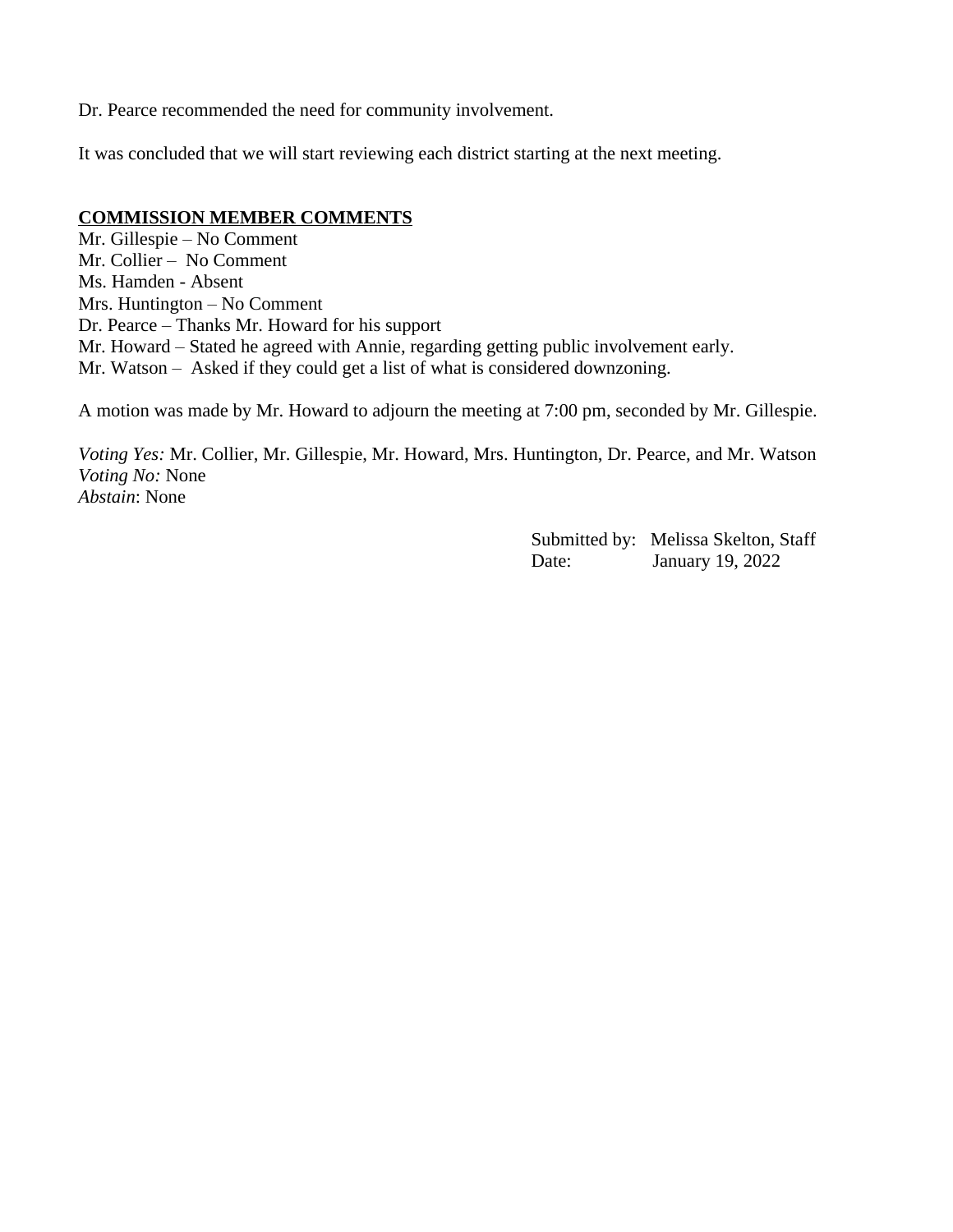Dr. Pearce recommended the need for community involvement.

It was concluded that we will start reviewing each district starting at the next meeting.

**COMMISSION MEMBER COMMENTS**

Mr. Gillespie – No Comment
Mr. Collier – No Comment
Ms. Hamden - Absent
Mrs. Huntington – No Comment
Dr. Pearce – Thanks Mr. Howard for his support
Mr. Howard – Stated he agreed with Annie, regarding getting public involvement early.
Mr. Watson – Asked if they could get a list of what is considered downzoning.

A motion was made by Mr. Howard to adjourn the meeting at 7:00 pm, seconded by Mr. Gillespie.

*Voting Yes:* Mr. Collier, Mr. Gillespie, Mr. Howard, Mrs. Huntington, Dr. Pearce, and Mr. Watson
*Voting No:* None
*Abstain*: None

Submitted by: Melissa Skelton, Staff
Date: January 19, 2022